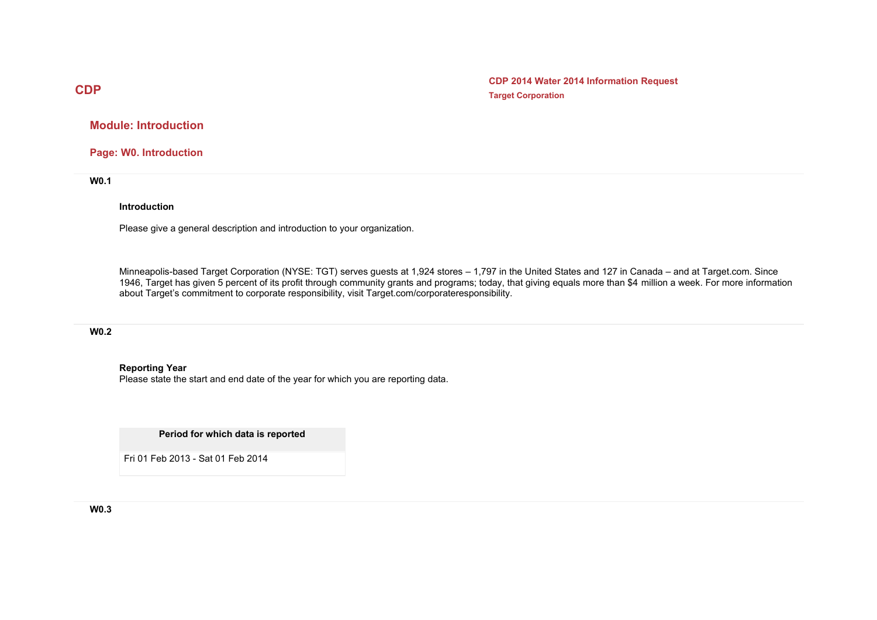# CDP

**CDP 2014 Water 2014 Information Request**
**Target Corporation**

## Module: Introduction

### Page: W0. Introduction

**W0.1**

**Introduction**

Please give a general description and introduction to your organization.

Minneapolis-based Target Corporation (NYSE: TGT) serves guests at 1,924 stores – 1,797 in the United States and 127 in Canada – and at Target.com. Since 1946, Target has given 5 percent of its profit through community grants and programs; today, that giving equals more than $4 million a week. For more information about Target's commitment to corporate responsibility, visit Target.com/corporateresponsibility.

**W0.2**

**Reporting Year**

Please state the start and end date of the year for which you are reporting data.

| Period for which data is reported |
|---|
| Fri 01 Feb 2013 - Sat 01 Feb 2014 |

**W0.3**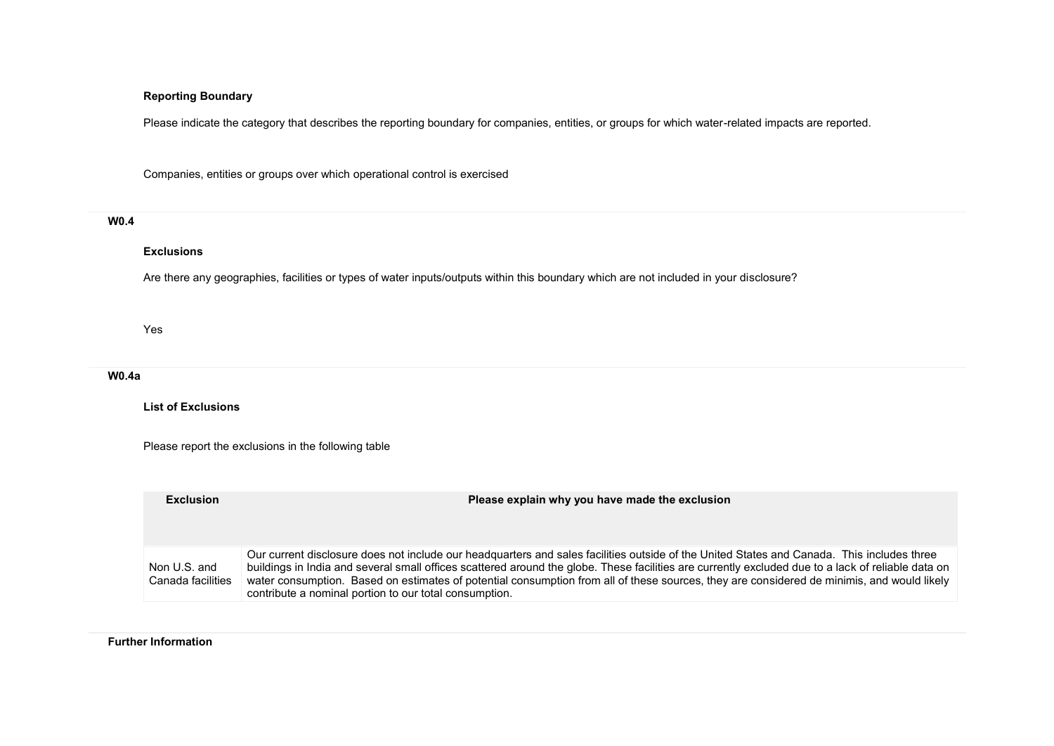**Reporting Boundary**

Please indicate the category that describes the reporting boundary for companies, entities, or groups for which water-related impacts are reported.

Companies, entities or groups over which operational control is exercised

**W0.4**

**Exclusions**

Are there any geographies, facilities or types of water inputs/outputs within this boundary which are not included in your disclosure?

Yes

**W0.4a**

**List of Exclusions**

Please report the exclusions in the following table

| Exclusion | Please explain why you have made the exclusion |
|---|---|
| Non U.S. and Canada facilities | Our current disclosure does not include our headquarters and sales facilities outside of the United States and Canada. This includes three buildings in India and several small offices scattered around the globe. These facilities are currently excluded due to a lack of reliable data on water consumption. Based on estimates of potential consumption from all of these sources, they are considered de minimis, and would likely contribute a nominal portion to our total consumption. |

**Further Information**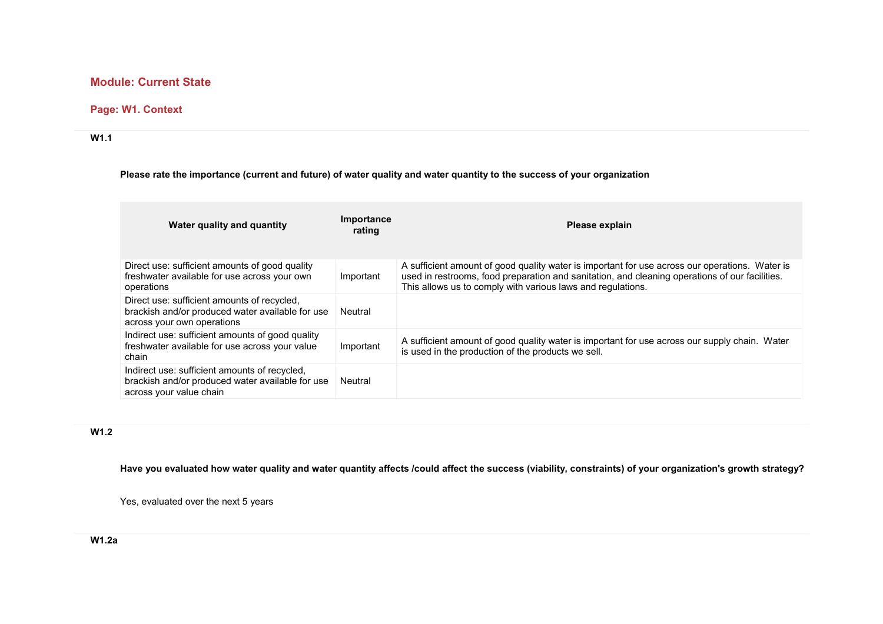## Module: Current State

### Page: W1. Context

**W1.1**

**Please rate the importance (current and future) of water quality and water quantity to the success of your organization**

| Water quality and quantity | Importance rating | Please explain |
|---|---|---|
| Direct use: sufficient amounts of good quality freshwater available for use across your own operations | Important | A sufficient amount of good quality water is important for use across our operations. Water is used in restrooms, food preparation and sanitation, and cleaning operations of our facilities. This allows us to comply with various laws and regulations. |
| Direct use: sufficient amounts of recycled, brackish and/or produced water available for use across your own operations | Neutral | |
| Indirect use: sufficient amounts of good quality freshwater available for use across your value chain | Important | A sufficient amount of good quality water is important for use across our supply chain. Water is used in the production of the products we sell. |
| Indirect use: sufficient amounts of recycled, brackish and/or produced water available for use across your value chain | Neutral | |

**W1.2**

**Have you evaluated how water quality and water quantity affects /could affect the success (viability, constraints) of your organization's growth strategy?**

Yes, evaluated over the next 5 years

**W1.2a**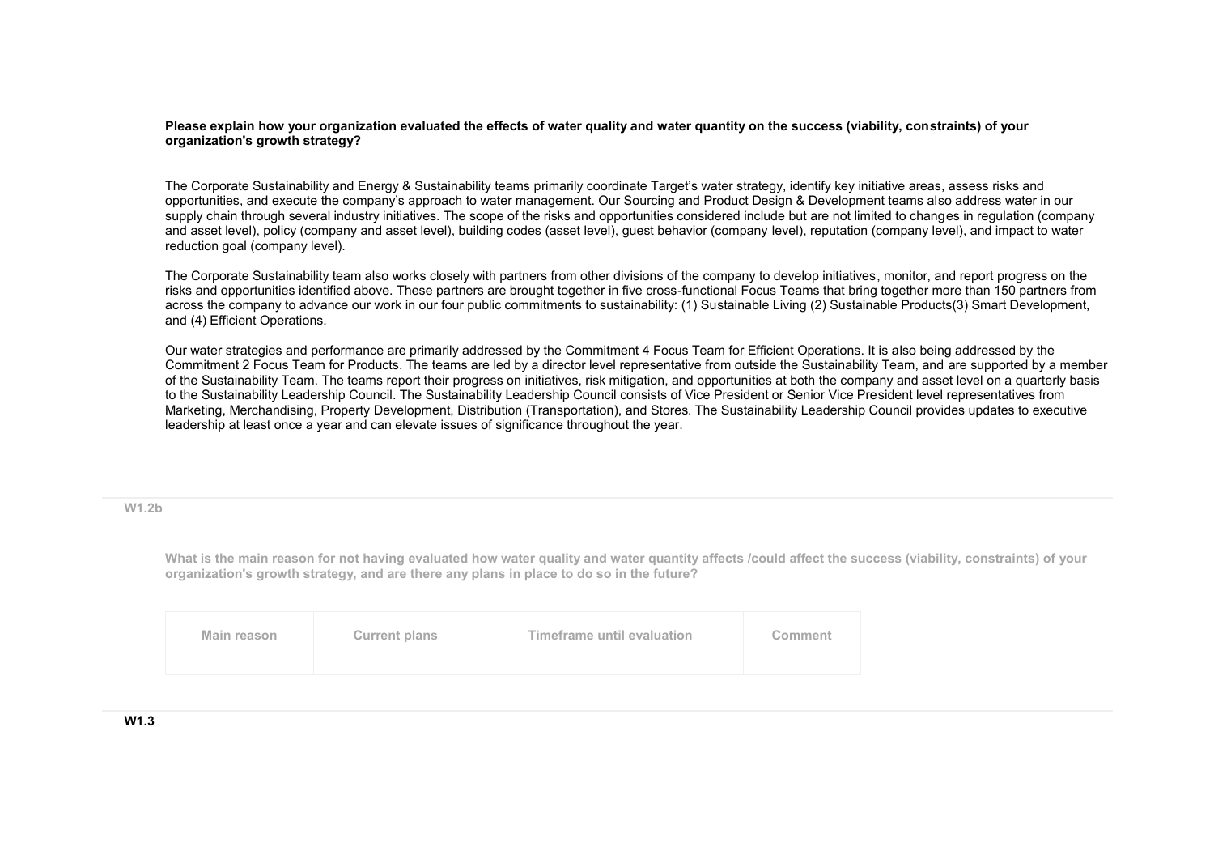**Please explain how your organization evaluated the effects of water quality and water quantity on the success (viability, constraints) of your organization's growth strategy?**

The Corporate Sustainability and Energy & Sustainability teams primarily coordinate Target's water strategy, identify key initiative areas, assess risks and opportunities, and execute the company's approach to water management. Our Sourcing and Product Design & Development teams also address water in our supply chain through several industry initiatives. The scope of the risks and opportunities considered include but are not limited to changes in regulation (company and asset level), policy (company and asset level), building codes (asset level), guest behavior (company level), reputation (company level), and impact to water reduction goal (company level).

The Corporate Sustainability team also works closely with partners from other divisions of the company to develop initiatives, monitor, and report progress on the risks and opportunities identified above. These partners are brought together in five cross-functional Focus Teams that bring together more than 150 partners from across the company to advance our work in our four public commitments to sustainability: (1) Sustainable Living (2) Sustainable Products(3) Smart Development, and (4) Efficient Operations.

Our water strategies and performance are primarily addressed by the Commitment 4 Focus Team for Efficient Operations. It is also being addressed by the Commitment 2 Focus Team for Products. The teams are led by a director level representative from outside the Sustainability Team, and are supported by a member of the Sustainability Team. The teams report their progress on initiatives, risk mitigation, and opportunities at both the company and asset level on a quarterly basis to the Sustainability Leadership Council. The Sustainability Leadership Council consists of Vice President or Senior Vice President level representatives from Marketing, Merchandising, Property Development, Distribution (Transportation), and Stores. The Sustainability Leadership Council provides updates to executive leadership at least once a year and can elevate issues of significance throughout the year.

## W1.2b

**What is the main reason for not having evaluated how water quality and water quantity affects /could affect the success (viability, constraints) of your organization's growth strategy, and are there any plans in place to do so in the future?**

| Main reason | Current plans | Timeframe until evaluation | Comment |
|---|---|---|---|

## W1.3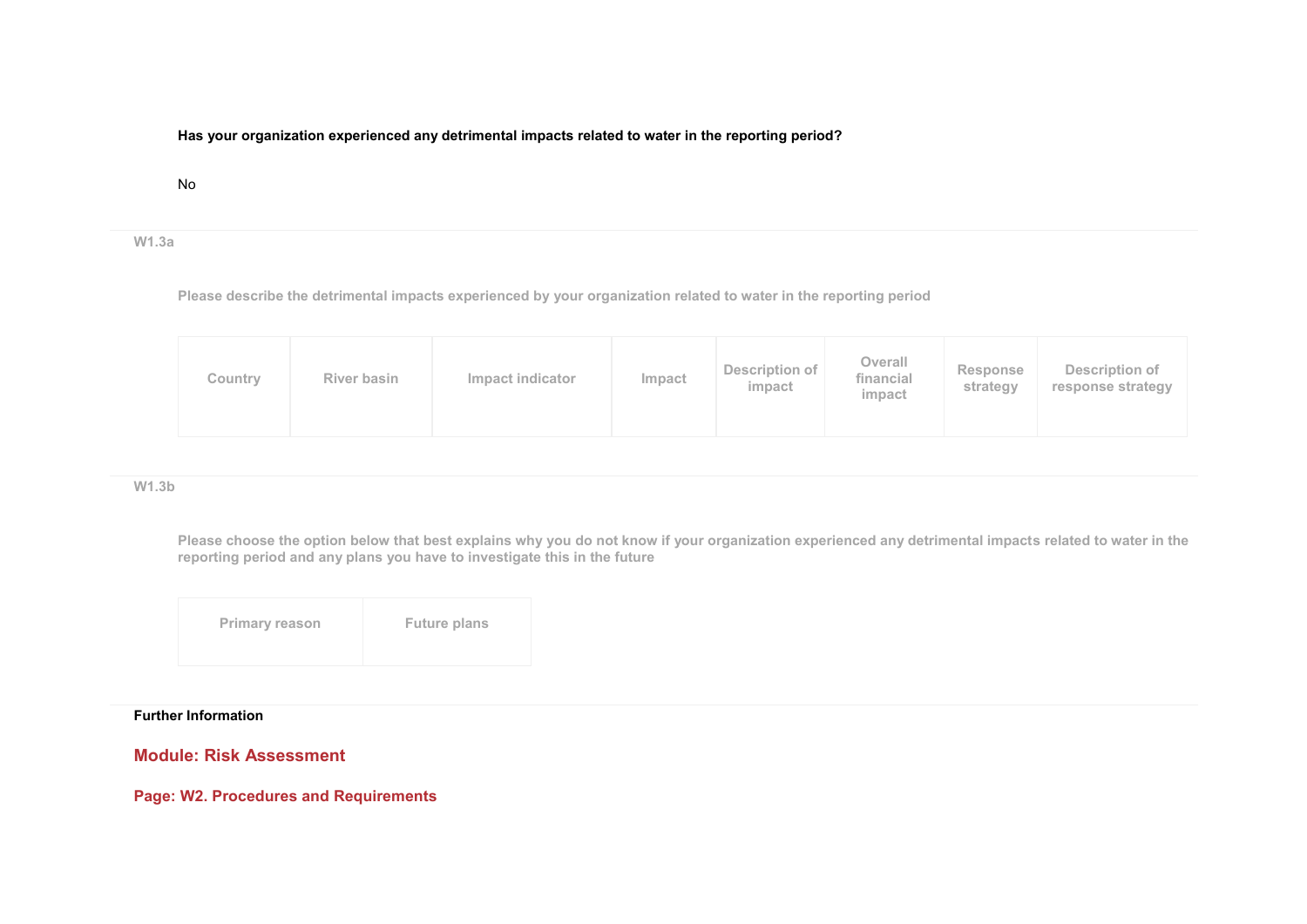**Has your organization experienced any detrimental impacts related to water in the reporting period?**

No

**W1.3a**

**Please describe the detrimental impacts experienced by your organization related to water in the reporting period**

| Country | River basin | Impact indicator | Impact | Description of impact | Overall financial impact | Response strategy | Description of response strategy |
|---|---|---|---|---|---|---|---|

**W1.3b**

**Please choose the option below that best explains why you do not know if your organization experienced any detrimental impacts related to water in the reporting period and any plans you have to investigate this in the future**

| Primary reason | Future plans |
|---|---|

**Further Information**

## Module: Risk Assessment

### Page: W2. Procedures and Requirements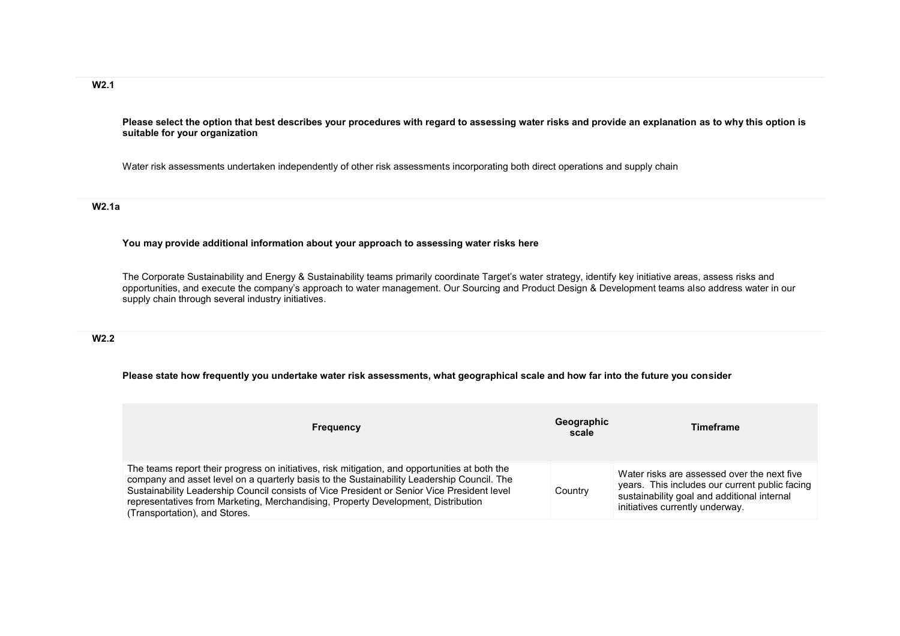### W2.1

**Please select the option that best describes your procedures with regard to assessing water risks and provide an explanation as to why this option is suitable for your organization**

Water risk assessments undertaken independently of other risk assessments incorporating both direct operations and supply chain

### W2.1a

**You may provide additional information about your approach to assessing water risks here**

The Corporate Sustainability and Energy & Sustainability teams primarily coordinate Target's water strategy, identify key initiative areas, assess risks and opportunities, and execute the company's approach to water management. Our Sourcing and Product Design & Development teams also address water in our supply chain through several industry initiatives.

### W2.2

**Please state how frequently you undertake water risk assessments, what geographical scale and how far into the future you consider**

| Frequency | Geographic scale | Timeframe |
|---|---|---|
| The teams report their progress on initiatives, risk mitigation, and opportunities at both the company and asset level on a quarterly basis to the Sustainability Leadership Council. The Sustainability Leadership Council consists of Vice President or Senior Vice President level representatives from Marketing, Merchandising, Property Development, Distribution (Transportation), and Stores. | Country | Water risks are assessed over the next five years. This includes our current public facing sustainability goal and additional internal initiatives currently underway. |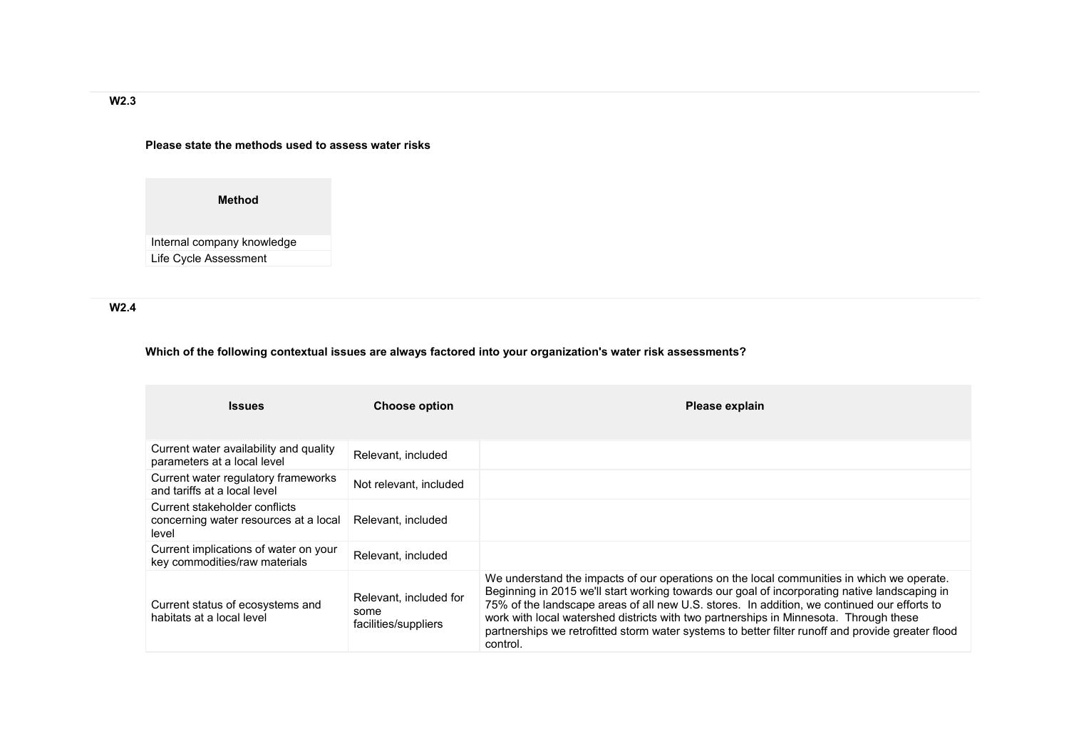### W2.3

**Please state the methods used to assess water risks**

| Method |
|---|
| Internal company knowledge |
| Life Cycle Assessment |

### W2.4

**Which of the following contextual issues are always factored into your organization's water risk assessments?**

| Issues | Choose option | Please explain |
|---|---|---|
| Current water availability and quality parameters at a local level | Relevant, included | |
| Current water regulatory frameworks and tariffs at a local level | Not relevant, included | |
| Current stakeholder conflicts concerning water resources at a local level | Relevant, included | |
| Current implications of water on your key commodities/raw materials | Relevant, included | |
| Current status of ecosystems and habitats at a local level | Relevant, included for some facilities/suppliers | We understand the impacts of our operations on the local communities in which we operate. Beginning in 2015 we'll start working towards our goal of incorporating native landscaping in 75% of the landscape areas of all new U.S. stores. In addition, we continued our efforts to work with local watershed districts with two partnerships in Minnesota. Through these partnerships we retrofitted storm water systems to better filter runoff and provide greater flood control. |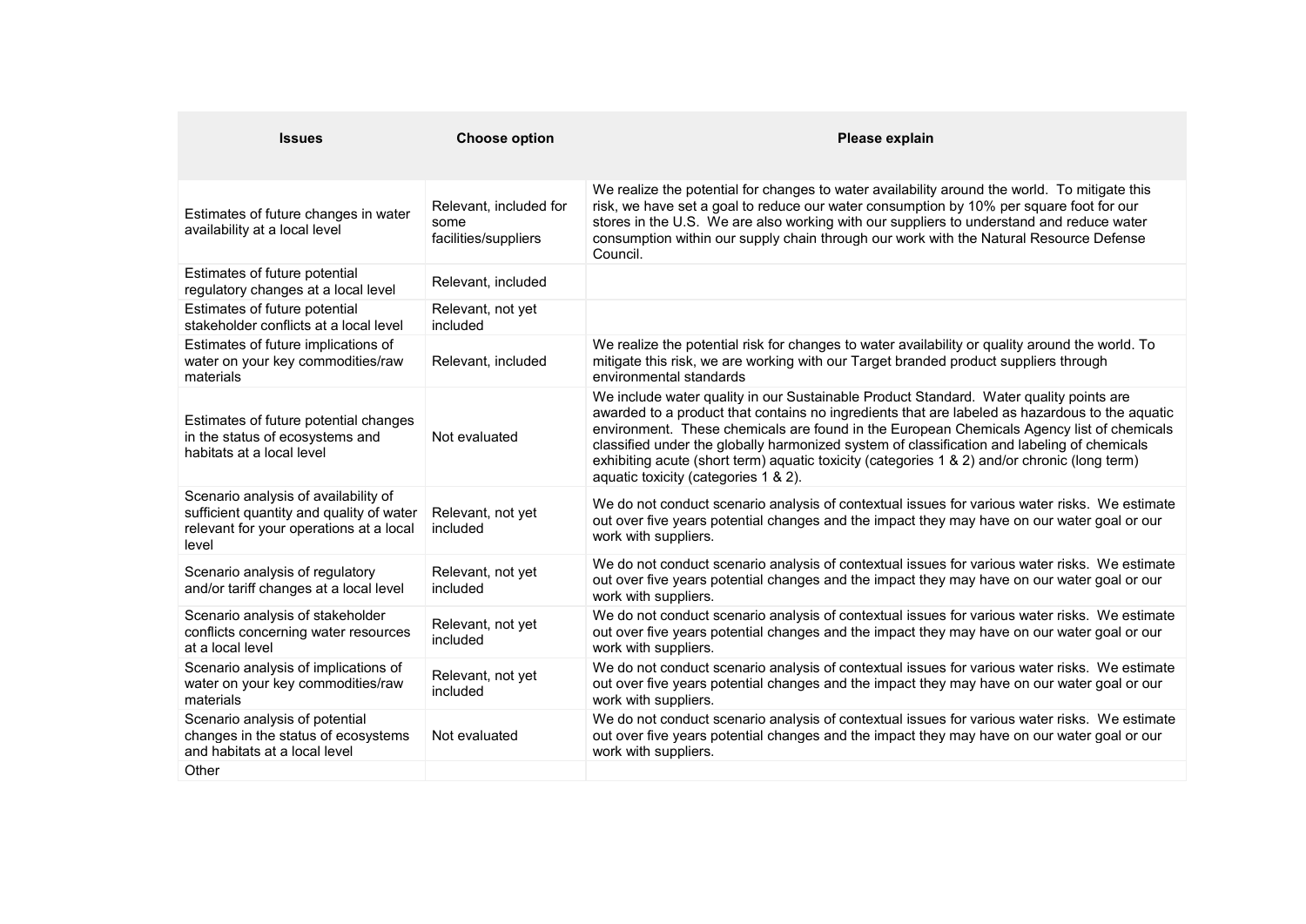| Issues | Choose option | Please explain |
|---|---|---|
| Estimates of future changes in water availability at a local level | Relevant, included for some facilities/suppliers | We realize the potential for changes to water availability around the world. To mitigate this risk, we have set a goal to reduce our water consumption by 10% per square foot for our stores in the U.S. We are also working with our suppliers to understand and reduce water consumption within our supply chain through our work with the Natural Resource Defense Council. |
| Estimates of future potential regulatory changes at a local level | Relevant, included | |
| Estimates of future potential stakeholder conflicts at a local level | Relevant, not yet included | |
| Estimates of future implications of water on your key commodities/raw materials | Relevant, included | We realize the potential risk for changes to water availability or quality around the world. To mitigate this risk, we are working with our Target branded product suppliers through environmental standards |
| Estimates of future potential changes in the status of ecosystems and habitats at a local level | Not evaluated | We include water quality in our Sustainable Product Standard. Water quality points are awarded to a product that contains no ingredients that are labeled as hazardous to the aquatic environment. These chemicals are found in the European Chemicals Agency list of chemicals classified under the globally harmonized system of classification and labeling of chemicals exhibiting acute (short term) aquatic toxicity (categories 1 & 2) and/or chronic (long term) aquatic toxicity (categories 1 & 2). |
| Scenario analysis of availability of sufficient quantity and quality of water relevant for your operations at a local level | Relevant, not yet included | We do not conduct scenario analysis of contextual issues for various water risks. We estimate out over five years potential changes and the impact they may have on our water goal or our work with suppliers. |
| Scenario analysis of regulatory and/or tariff changes at a local level | Relevant, not yet included | We do not conduct scenario analysis of contextual issues for various water risks. We estimate out over five years potential changes and the impact they may have on our water goal or our work with suppliers. |
| Scenario analysis of stakeholder conflicts concerning water resources at a local level | Relevant, not yet included | We do not conduct scenario analysis of contextual issues for various water risks. We estimate out over five years potential changes and the impact they may have on our water goal or our work with suppliers. |
| Scenario analysis of implications of water on your key commodities/raw materials | Relevant, not yet included | We do not conduct scenario analysis of contextual issues for various water risks. We estimate out over five years potential changes and the impact they may have on our water goal or our work with suppliers. |
| Scenario analysis of potential changes in the status of ecosystems and habitats at a local level | Not evaluated | We do not conduct scenario analysis of contextual issues for various water risks. We estimate out over five years potential changes and the impact they may have on our water goal or our work with suppliers. |
| Other | | |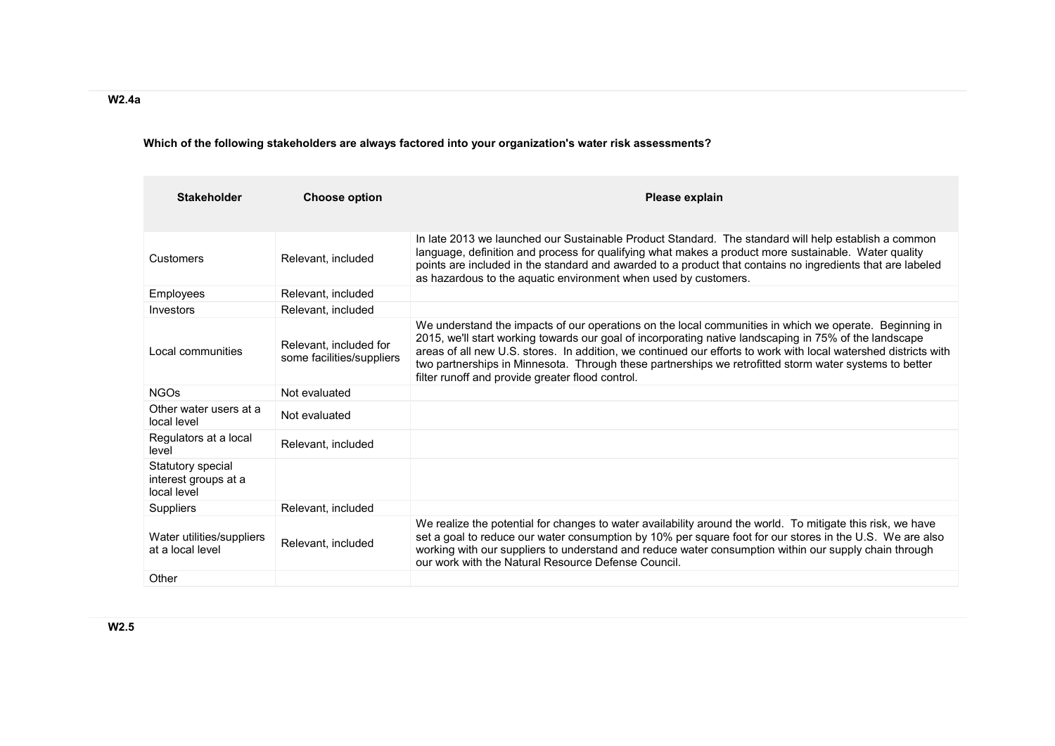### W2.4a

**Which of the following stakeholders are always factored into your organization's water risk assessments?**

| Stakeholder | Choose option | Please explain |
|---|---|---|
| Customers | Relevant, included | In late 2013 we launched our Sustainable Product Standard. The standard will help establish a common language, definition and process for qualifying what makes a product more sustainable. Water quality points are included in the standard and awarded to a product that contains no ingredients that are labeled as hazardous to the aquatic environment when used by customers. |
| Employees | Relevant, included | |
| Investors | Relevant, included | |
| Local communities | Relevant, included for some facilities/suppliers | We understand the impacts of our operations on the local communities in which we operate. Beginning in 2015, we'll start working towards our goal of incorporating native landscaping in 75% of the landscape areas of all new U.S. stores. In addition, we continued our efforts to work with local watershed districts with two partnerships in Minnesota. Through these partnerships we retrofitted storm water systems to better filter runoff and provide greater flood control. |
| NGOs | Not evaluated | |
| Other water users at a local level | Not evaluated | |
| Regulators at a local level | Relevant, included | |
| Statutory special interest groups at a local level | | |
| Suppliers | Relevant, included | |
| Water utilities/suppliers at a local level | Relevant, included | We realize the potential for changes to water availability around the world. To mitigate this risk, we have set a goal to reduce our water consumption by 10% per square foot for our stores in the U.S. We are also working with our suppliers to understand and reduce water consumption within our supply chain through our work with the Natural Resource Defense Council. |
| Other | | |

### W2.5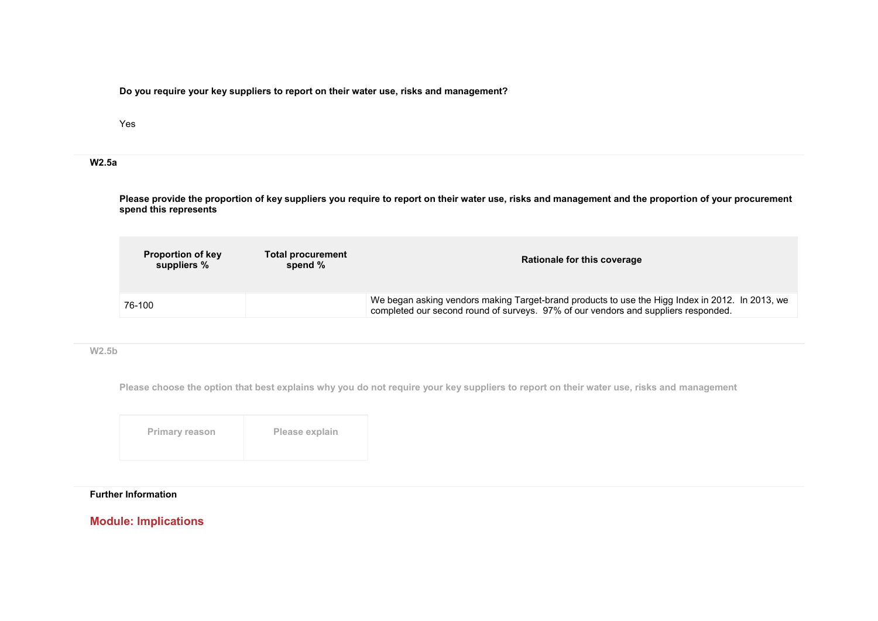**Do you require your key suppliers to report on their water use, risks and management?**

Yes

### W2.5a

**Please provide the proportion of key suppliers you require to report on their water use, risks and management and the proportion of your procurement spend this represents**

| Proportion of key suppliers % | Total procurement spend % | Rationale for this coverage |
|---|---|---|
| 76-100 | | We began asking vendors making Target-brand products to use the Higg Index in 2012. In 2013, we completed our second round of surveys. 97% of our vendors and suppliers responded. |

### W2.5b

**Please choose the option that best explains why you do not require your key suppliers to report on their water use, risks and management**

| Primary reason | Please explain |
|---|---|
| | |

### Further Information

## Module: Implications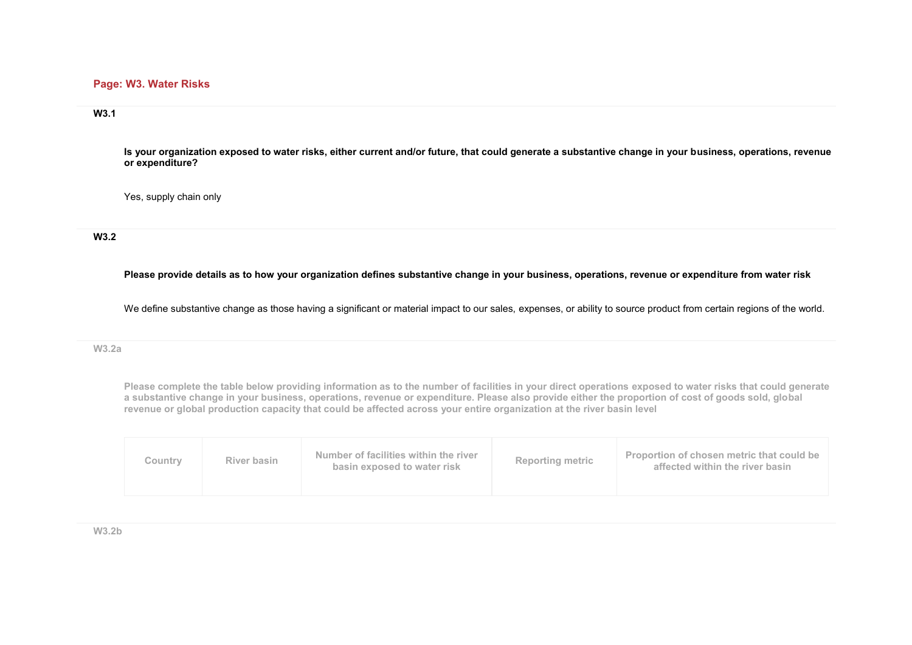## Page: W3. Water Risks

### W3.1

**Is your organization exposed to water risks, either current and/or future, that could generate a substantive change in your business, operations, revenue or expenditure?**

Yes, supply chain only

### W3.2

**Please provide details as to how your organization defines substantive change in your business, operations, revenue or expenditure from water risk**

We define substantive change as those having a significant or material impact to our sales, expenses, or ability to source product from certain regions of the world.

### W3.2a

**Please complete the table below providing information as to the number of facilities in your direct operations exposed to water risks that could generate a substantive change in your business, operations, revenue or expenditure. Please also provide either the proportion of cost of goods sold, global revenue or global production capacity that could be affected across your entire organization at the river basin level**

| Country | River basin | Number of facilities within the river basin exposed to water risk | Reporting metric | Proportion of chosen metric that could be affected within the river basin |
|---|---|---|---|---|

### W3.2b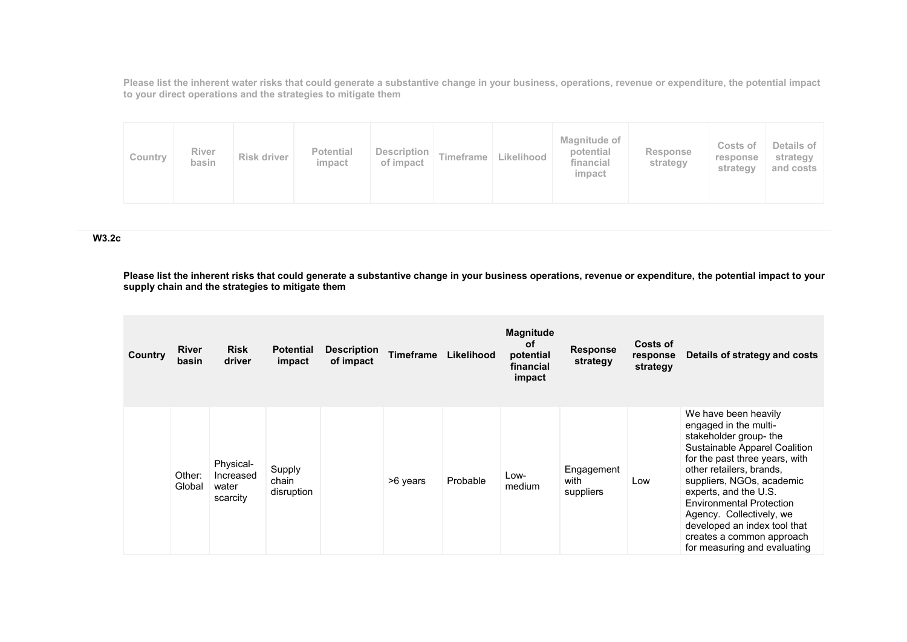Please list the inherent water risks that could generate a substantive change in your business, operations, revenue or expenditure, the potential impact to your direct operations and the strategies to mitigate them

| Country | River basin | Risk driver | Potential impact | Description of impact | Timeframe | Likelihood | Magnitude of potential financial impact | Response strategy | Costs of response strategy | Details of strategy and costs |
|---|---|---|---|---|---|---|---|---|---|---|

### W3.2c

**Please list the inherent risks that could generate a substantive change in your business operations, revenue or expenditure, the potential impact to your supply chain and the strategies to mitigate them**

| Country | River basin | Risk driver | Potential impact | Description of impact | Timeframe | Likelihood | Magnitude of potential financial impact | Response strategy | Costs of response strategy | Details of strategy and costs |
|---|---|---|---|---|---|---|---|---|---|---|
| | Other: Global | Physical-Increased water scarcity | Supply chain disruption | | >6 years | Probable | Low-medium | Engagement with suppliers | Low | We have been heavily engaged in the multi-stakeholder group- the Sustainable Apparel Coalition for the past three years, with other retailers, brands, suppliers, NGOs, academic experts, and the U.S. Environmental Protection Agency. Collectively, we developed an index tool that creates a common approach for measuring and evaluating |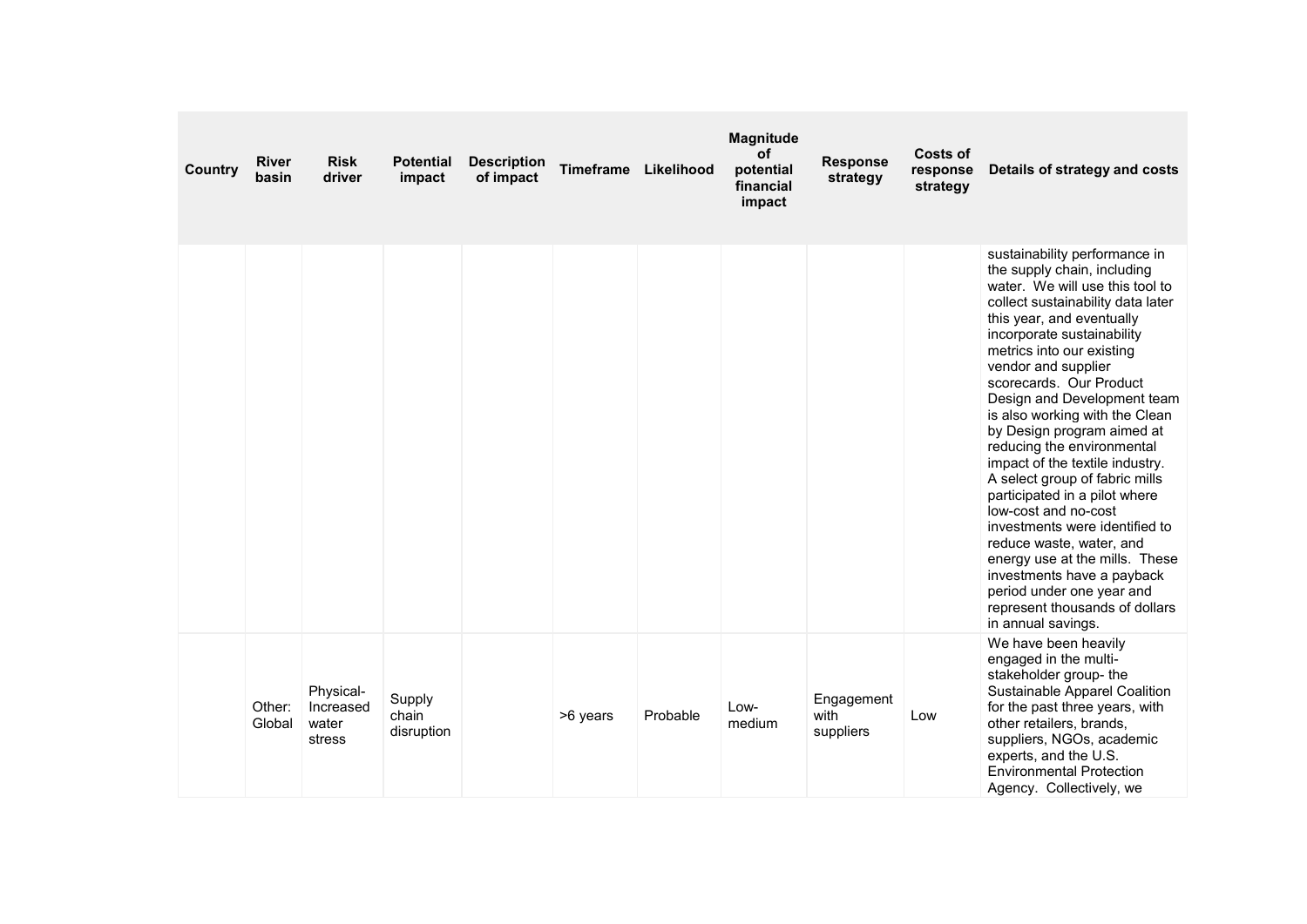| Country | River basin | Risk driver | Potential impact | Description of impact | Timeframe | Likelihood | Magnitude of potential financial impact | Response strategy | Costs of response strategy | Details of strategy and costs |
|---|---|---|---|---|---|---|---|---|---|---|
| | | | | | | | | | | sustainability performance in the supply chain, including water. We will use this tool to collect sustainability data later this year, and eventually incorporate sustainability metrics into our existing vendor and supplier scorecards. Our Product Design and Development team is also working with the Clean by Design program aimed at reducing the environmental impact of the textile industry. A select group of fabric mills participated in a pilot where low-cost and no-cost investments were identified to reduce waste, water, and energy use at the mills. These investments have a payback period under one year and represent thousands of dollars in annual savings. |
| | Other: Global | Physical-Increased water stress | Supply chain disruption | | >6 years | Probable | Low-medium | Engagement with suppliers | Low | We have been heavily engaged in the multi-stakeholder group- the Sustainable Apparel Coalition for the past three years, with other retailers, brands, suppliers, NGOs, academic experts, and the U.S. Environmental Protection Agency. Collectively, we |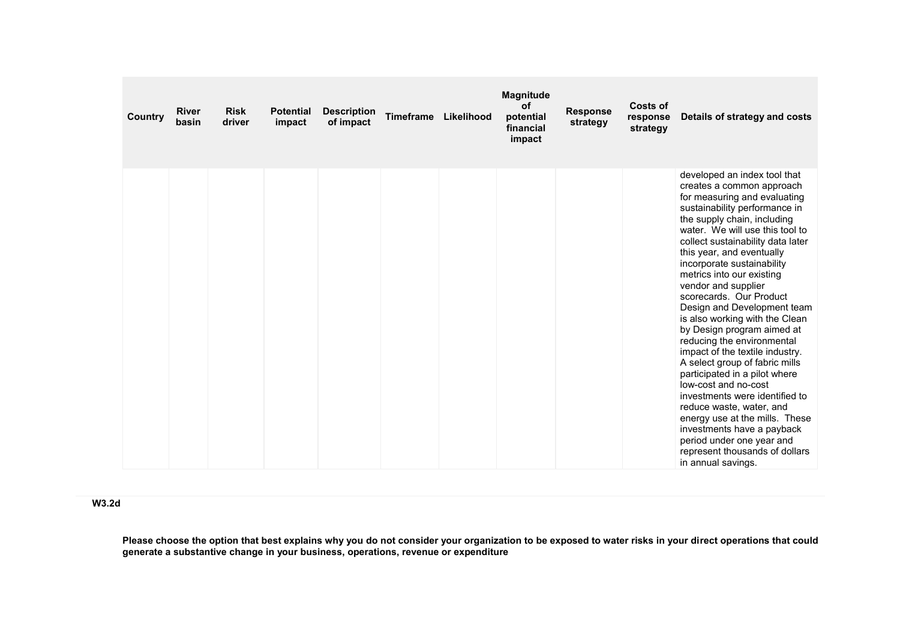| Country | River basin | Risk driver | Potential impact | Description of impact | Timeframe | Likelihood | Magnitude of potential financial impact | Response strategy | Costs of response strategy | Details of strategy and costs |
|---|---|---|---|---|---|---|---|---|---|---|
| | | | | | | | | | | developed an index tool that creates a common approach for measuring and evaluating sustainability performance in the supply chain, including water. We will use this tool to collect sustainability data later this year, and eventually incorporate sustainability metrics into our existing vendor and supplier scorecards. Our Product Design and Development team is also working with the Clean by Design program aimed at reducing the environmental impact of the textile industry. A select group of fabric mills participated in a pilot where low-cost and no-cost investments were identified to reduce waste, water, and energy use at the mills. These investments have a payback period under one year and represent thousands of dollars in annual savings. |

**W3.2d**

**Please choose the option that best explains why you do not consider your organization to be exposed to water risks in your direct operations that could generate a substantive change in your business, operations, revenue or expenditure**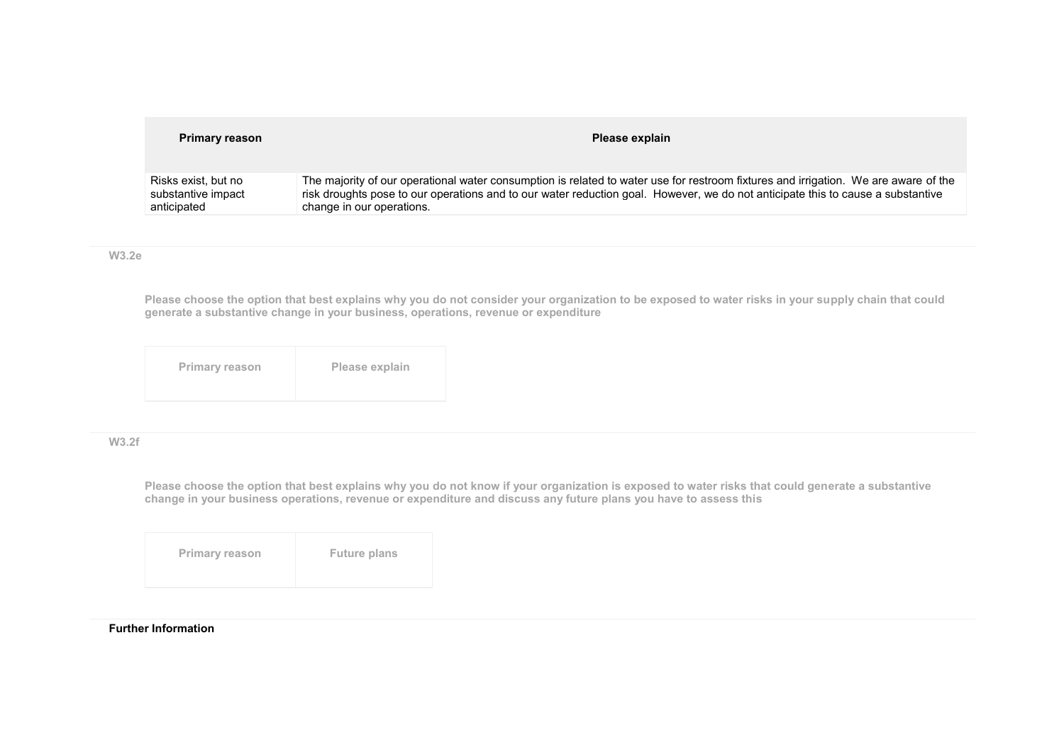| Primary reason | Please explain |
|---|---|
| Risks exist, but no substantive impact anticipated | The majority of our operational water consumption is related to water use for restroom fixtures and irrigation. We are aware of the risk droughts pose to our operations and to our water reduction goal. However, we do not anticipate this to cause a substantive change in our operations. |

**W3.2e**

**Please choose the option that best explains why you do not consider your organization to be exposed to water risks in your supply chain that could generate a substantive change in your business, operations, revenue or expenditure**

| Primary reason | Please explain |
|---|---|
| | |

**W3.2f**

**Please choose the option that best explains why you do not know if your organization is exposed to water risks that could generate a substantive change in your business operations, revenue or expenditure and discuss any future plans you have to assess this**

| Primary reason | Future plans |
|---|---|
| | |

**Further Information**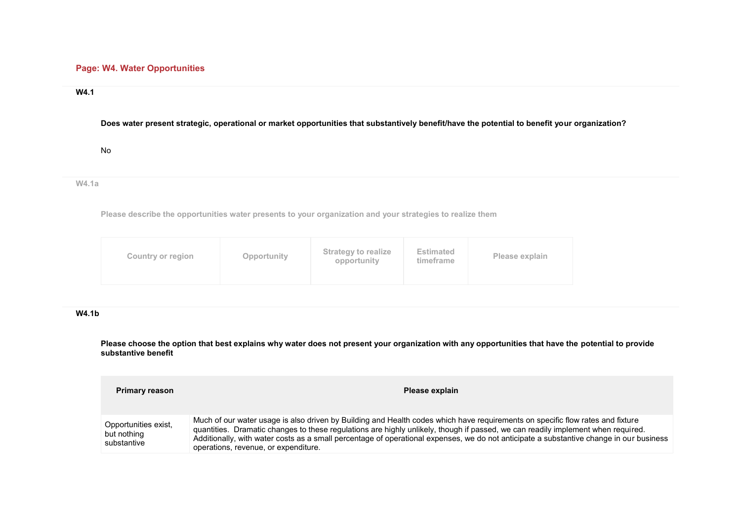## Page: W4. Water Opportunities

**W4.1**

**Does water present strategic, operational or market opportunities that substantively benefit/have the potential to benefit your organization?**

No

**W4.1a**

**Please describe the opportunities water presents to your organization and your strategies to realize them**

| Country or region | Opportunity | Strategy to realize opportunity | Estimated timeframe | Please explain |
|---|---|---|---|---|

**W4.1b**

**Please choose the option that best explains why water does not present your organization with any opportunities that have the potential to provide substantive benefit**

| Primary reason | Please explain |
|---|---|
| Opportunities exist, but nothing substantive | Much of our water usage is also driven by Building and Health codes which have requirements on specific flow rates and fixture quantities. Dramatic changes to these regulations are highly unlikely, though if passed, we can readily implement when required. Additionally, with water costs as a small percentage of operational expenses, we do not anticipate a substantive change in our business operations, revenue, or expenditure. |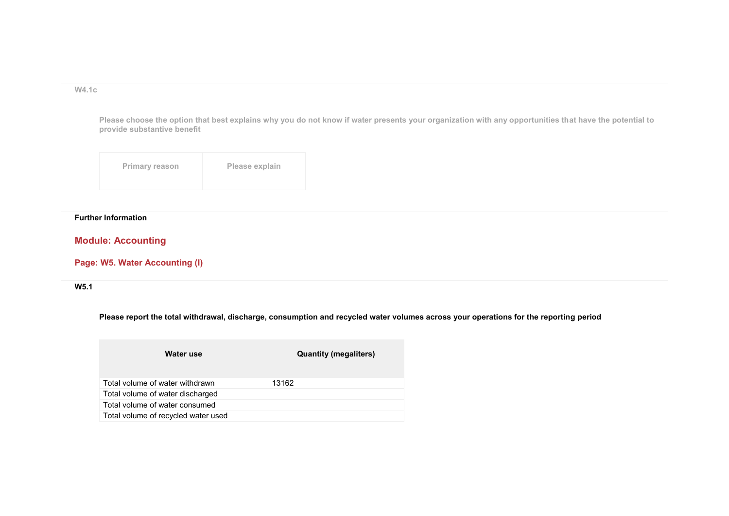W4.1c

Please choose the option that best explains why you do not know if water presents your organization with any opportunities that have the potential to provide substantive benefit

| Primary reason | Please explain |
|---|---|
| | |

**Further Information**

## Module: Accounting

### Page: W5. Water Accounting (I)

**W5.1**

**Please report the total withdrawal, discharge, consumption and recycled water volumes across your operations for the reporting period**

| Water use | Quantity (megaliters) |
|---|---|
| Total volume of water withdrawn | 13162 |
| Total volume of water discharged | |
| Total volume of water consumed | |
| Total volume of recycled water used | |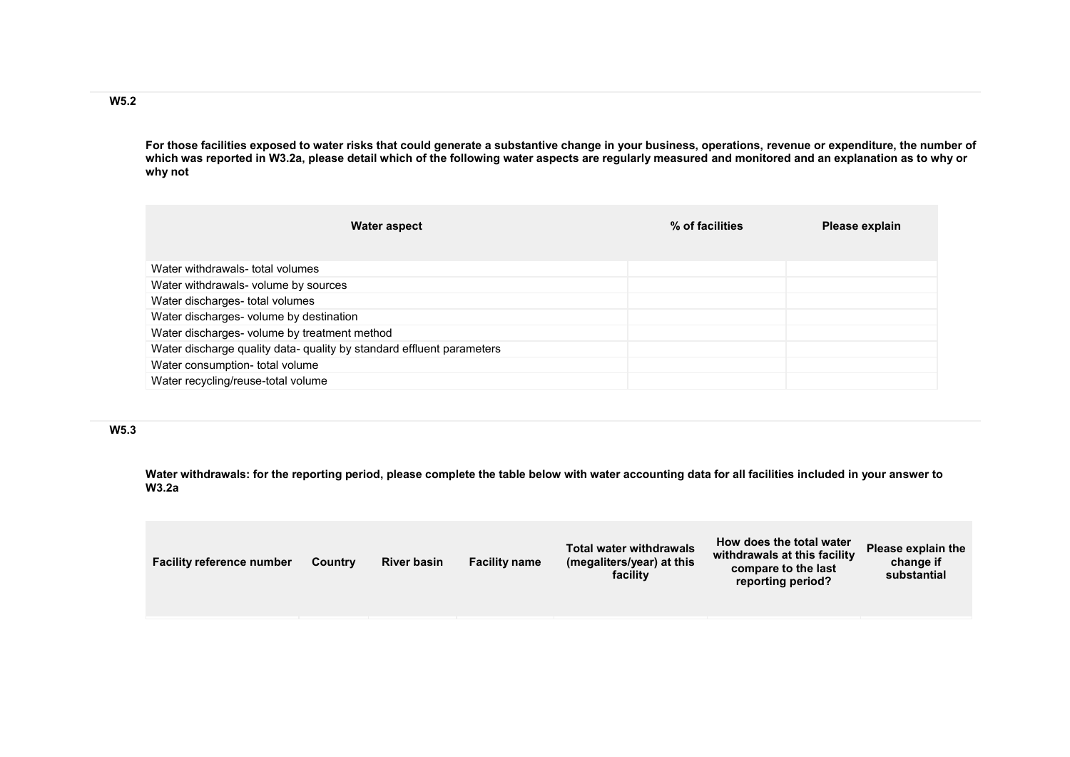### W5.2

**For those facilities exposed to water risks that could generate a substantive change in your business, operations, revenue or expenditure, the number of which was reported in W3.2a, please detail which of the following water aspects are regularly measured and monitored and an explanation as to why or why not**

| Water aspect | % of facilities | Please explain |
|---|---|---|
| Water withdrawals- total volumes | | |
| Water withdrawals- volume by sources | | |
| Water discharges- total volumes | | |
| Water discharges- volume by destination | | |
| Water discharges- volume by treatment method | | |
| Water discharge quality data- quality by standard effluent parameters | | |
| Water consumption- total volume | | |
| Water recycling/reuse-total volume | | |

### W5.3

**Water withdrawals: for the reporting period, please complete the table below with water accounting data for all facilities included in your answer to W3.2a**

| Facility reference number | Country | River basin | Facility name | Total water withdrawals (megaliters/year) at this facility | How does the total water withdrawals at this facility compare to the last reporting period? | Please explain the change if substantial |
|---|---|---|---|---|---|---|
| | | | | | | |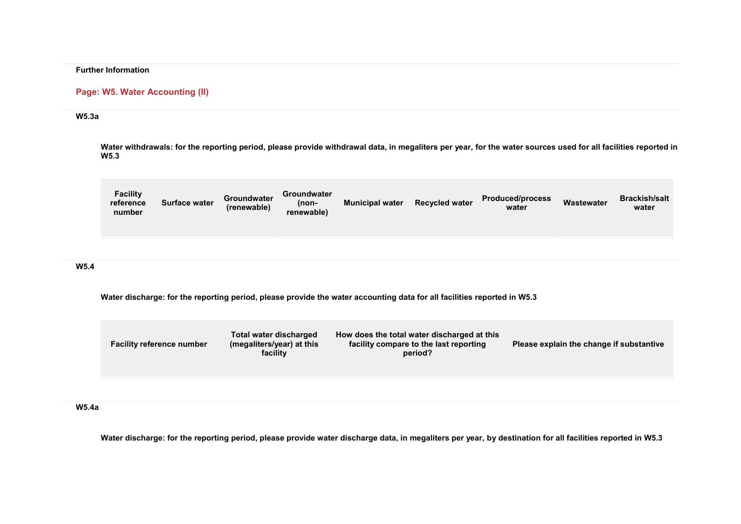**Further Information**

## Page: W5. Water Accounting (II)

### W5.3a

**Water withdrawals: for the reporting period, please provide withdrawal data, in megaliters per year, for the water sources used for all facilities reported in W5.3**

| Facility reference number | Surface water | Groundwater (renewable) | Groundwater (non-renewable) | Municipal water | Recycled water | Produced/process water | Wastewater | Brackish/salt water |
|---|---|---|---|---|---|---|---|---|
| | | | | | | | | |

### W5.4

**Water discharge: for the reporting period, please provide the water accounting data for all facilities reported in W5.3**

| Facility reference number | Total water discharged (megaliters/year) at this facility | How does the total water discharged at this facility compare to the last reporting period? | Please explain the change if substantive |
|---|---|---|---|
| | | | |

### W5.4a

**Water discharge: for the reporting period, please provide water discharge data, in megaliters per year, by destination for all facilities reported in W5.3**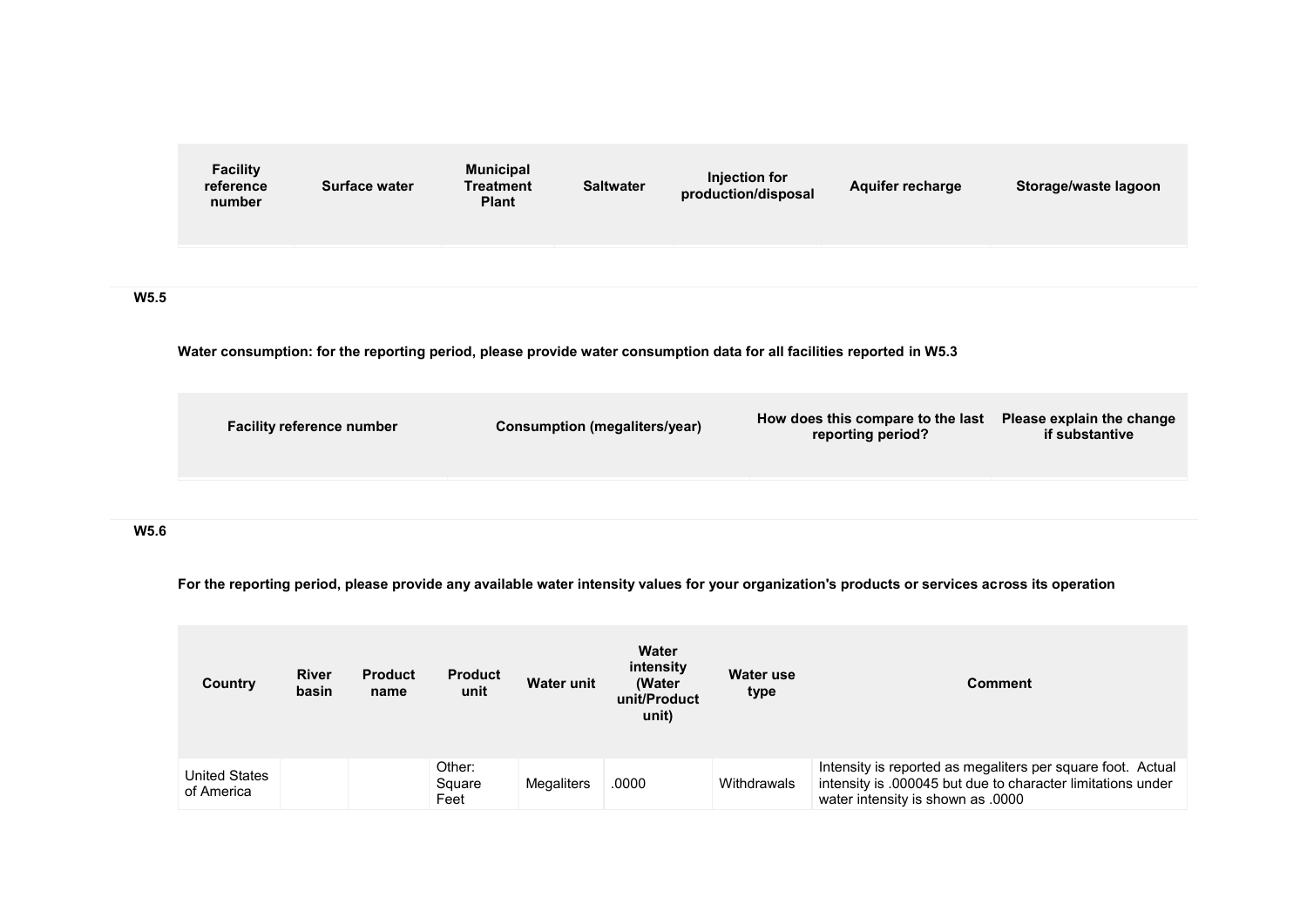| Facility reference number | Surface water | Municipal Treatment Plant | Saltwater | Injection for production/disposal | Aquifer recharge | Storage/waste lagoon |
|---|---|---|---|---|---|---|
| | | | | | | |

**W5.5**

**Water consumption: for the reporting period, please provide water consumption data for all facilities reported in W5.3**

| Facility reference number | Consumption (megaliters/year) | How does this compare to the last reporting period? | Please explain the change if substantive |
|---|---|---|---|
| | | | |

**W5.6**

**For the reporting period, please provide any available water intensity values for your organization's products or services across its operation**

| Country | River basin | Product name | Product unit | Water unit | Water intensity (Water unit/Product unit) | Water use type | Comment |
|---|---|---|---|---|---|---|---|
| United States of America | | | Other: Square Feet | Megaliters | .0000 | Withdrawals | Intensity is reported as megaliters per square foot. Actual intensity is .000045 but due to character limitations under water intensity is shown as .0000 |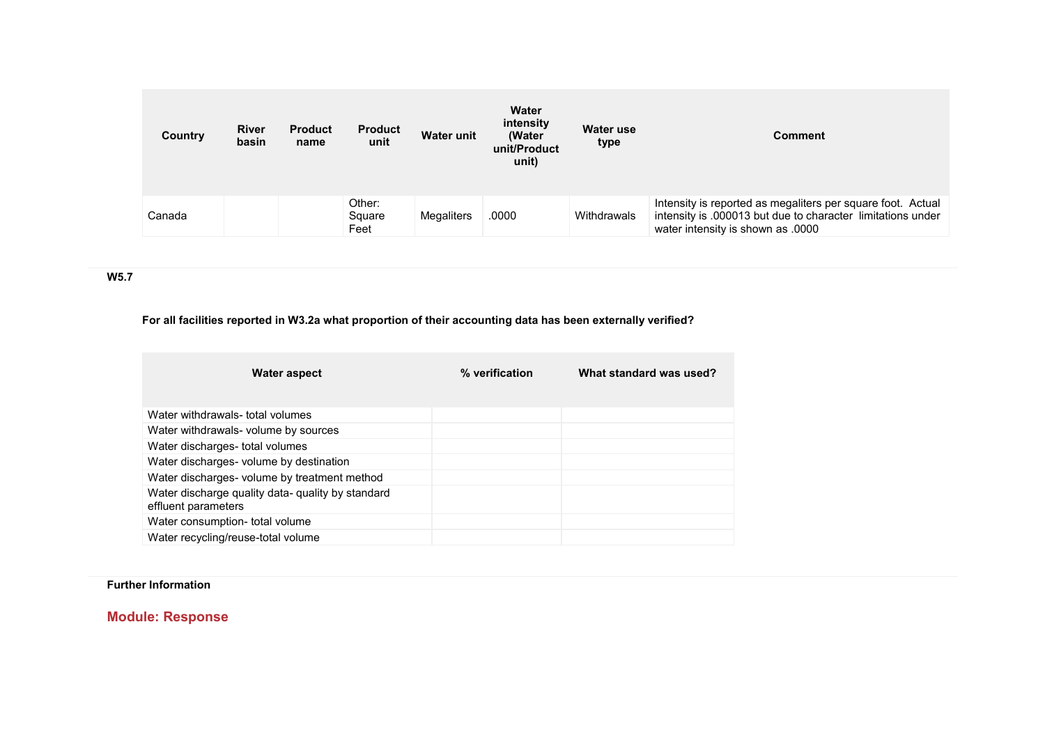| Country | River basin | Product name | Product unit | Water unit | Water intensity (Water unit/Product unit) | Water use type | Comment |
|---|---|---|---|---|---|---|---|
| Canada | | | Other: Square Feet | Megaliters | .0000 | Withdrawals | Intensity is reported as megaliters per square foot. Actual intensity is .000013 but due to character limitations under water intensity is shown as .0000 |

**W5.7**

**For all facilities reported in W3.2a what proportion of their accounting data has been externally verified?**

| Water aspect | % verification | What standard was used? |
|---|---|---|
| Water withdrawals- total volumes | | |
| Water withdrawals- volume by sources | | |
| Water discharges- total volumes | | |
| Water discharges- volume by destination | | |
| Water discharges- volume by treatment method | | |
| Water discharge quality data- quality by standard effluent parameters | | |
| Water consumption- total volume | | |
| Water recycling/reuse-total volume | | |

**Further Information**

## Module: Response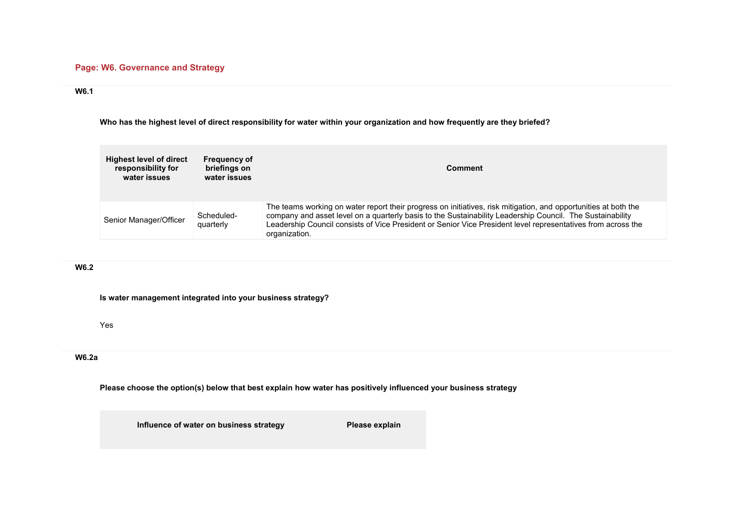## Page: W6. Governance and Strategy

**W6.1**

**Who has the highest level of direct responsibility for water within your organization and how frequently are they briefed?**

| Highest level of direct responsibility for water issues | Frequency of briefings on water issues | Comment |
|---|---|---|
| Senior Manager/Officer | Scheduled-quarterly | The teams working on water report their progress on initiatives, risk mitigation, and opportunities at both the company and asset level on a quarterly basis to the Sustainability Leadership Council. The Sustainability Leadership Council consists of Vice President or Senior Vice President level representatives from across the organization. |

**W6.2**

**Is water management integrated into your business strategy?**

Yes

**W6.2a**

**Please choose the option(s) below that best explain how water has positively influenced your business strategy**

| Influence of water on business strategy | Please explain |
|---|---|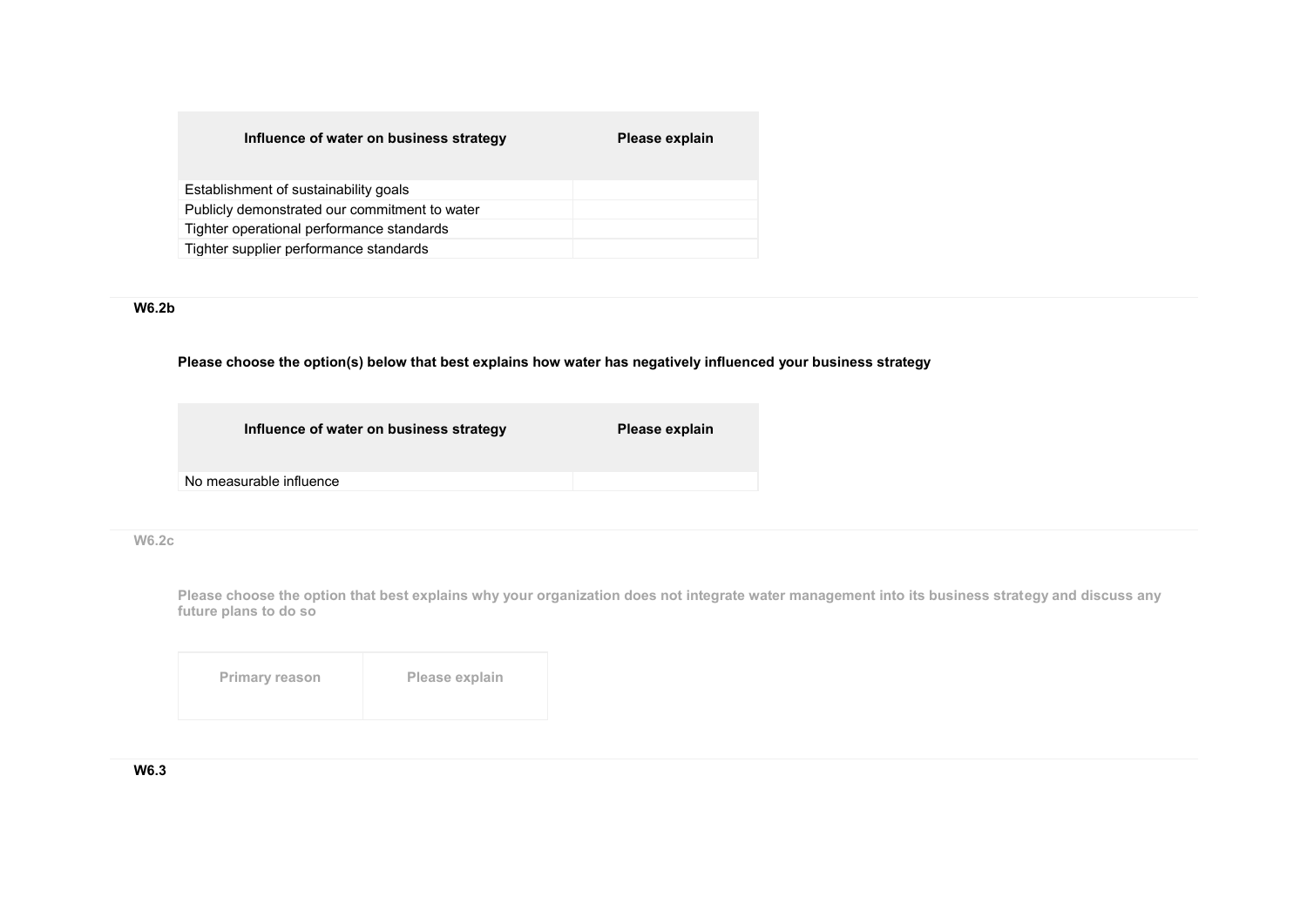| Influence of water on business strategy | Please explain |
|---|---|
| Establishment of sustainability goals | |
| Publicly demonstrated our commitment to water | |
| Tighter operational performance standards | |
| Tighter supplier performance standards | |

**W6.2b**

**Please choose the option(s) below that best explains how water has negatively influenced your business strategy**

| Influence of water on business strategy | Please explain |
|---|---|
| No measurable influence | |

**W6.2c**

**Please choose the option that best explains why your organization does not integrate water management into its business strategy and discuss any future plans to do so**

| Primary reason | Please explain |
|---|---|

**W6.3**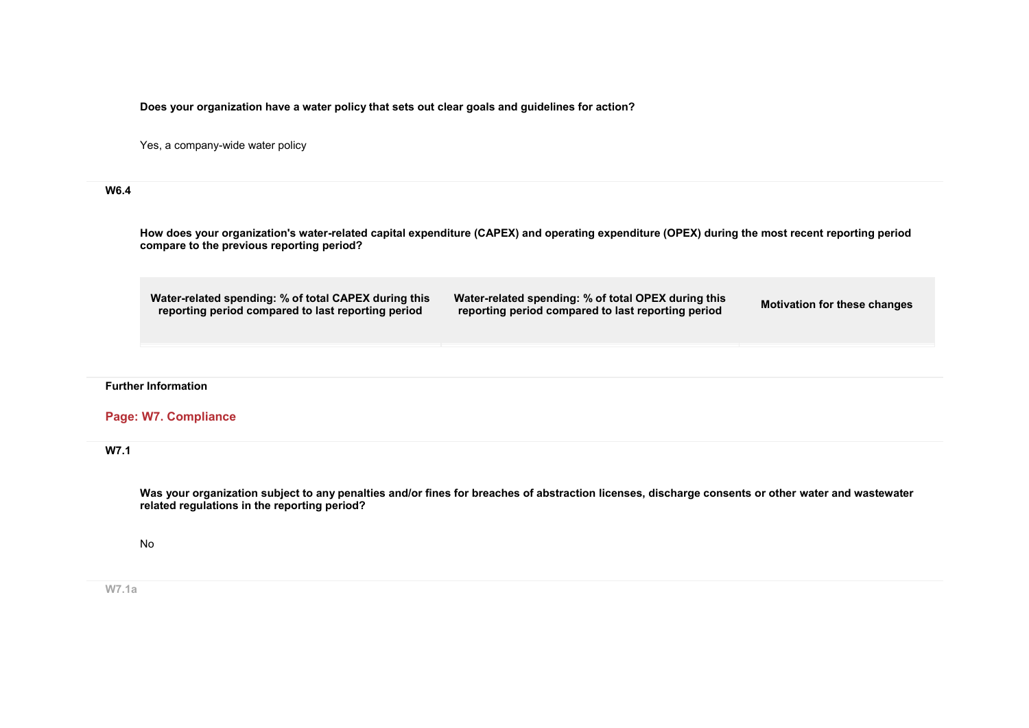**Does your organization have a water policy that sets out clear goals and guidelines for action?**

Yes, a company-wide water policy

### W6.4

**How does your organization's water-related capital expenditure (CAPEX) and operating expenditure (OPEX) during the most recent reporting period compare to the previous reporting period?**

| Water-related spending: % of total CAPEX during this reporting period compared to last reporting period | Water-related spending: % of total OPEX during this reporting period compared to last reporting period | Motivation for these changes |
|---|---|---|
| | | |

**Further Information**

## Page: W7. Compliance

### W7.1

**Was your organization subject to any penalties and/or fines for breaches of abstraction licenses, discharge consents or other water and wastewater related regulations in the reporting period?**

No

### W7.1a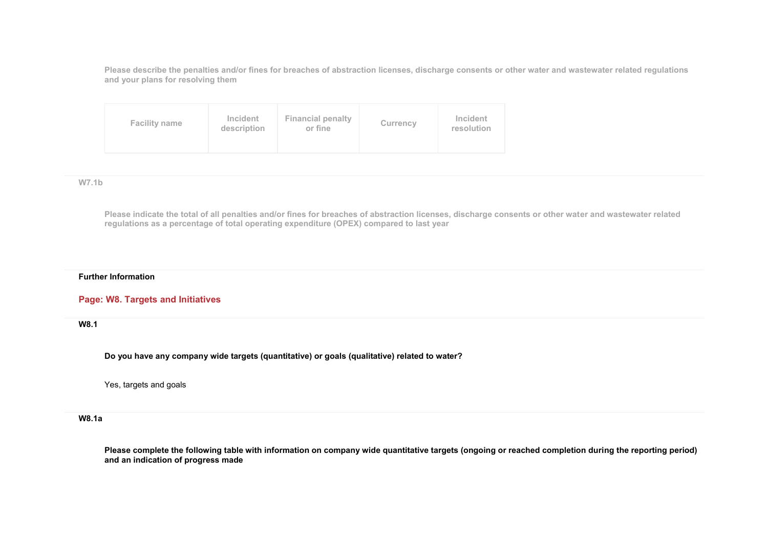Please describe the penalties and/or fines for breaches of abstraction licenses, discharge consents or other water and wastewater related regulations and your plans for resolving them

| Facility name | Incident description | Financial penalty or fine | Currency | Incident resolution |
|---|---|---|---|---|

**W7.1b**

Please indicate the total of all penalties and/or fines for breaches of abstraction licenses, discharge consents or other water and wastewater related regulations as a percentage of total operating expenditure (OPEX) compared to last year

**Further Information**

## Page: W8. Targets and Initiatives

**W8.1**

**Do you have any company wide targets (quantitative) or goals (qualitative) related to water?**

Yes, targets and goals

**W8.1a**

**Please complete the following table with information on company wide quantitative targets (ongoing or reached completion during the reporting period) and an indication of progress made**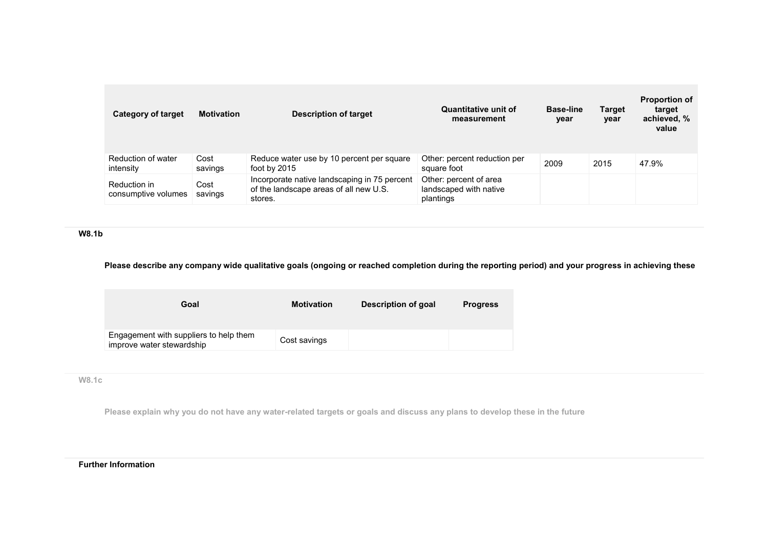| Category of target | Motivation | Description of target | Quantitative unit of measurement | Base-line year | Target year | Proportion of target achieved, % value |
|---|---|---|---|---|---|---|
| Reduction of water intensity | Cost savings | Reduce water use by 10 percent per square foot by 2015 | Other: percent reduction per square foot | 2009 | 2015 | 47.9% |
| Reduction in consumptive volumes | Cost savings | Incorporate native landscaping in 75 percent of the landscape areas of all new U.S. stores. | Other: percent of area landscaped with native plantings | | | |

**W8.1b**

**Please describe any company wide qualitative goals (ongoing or reached completion during the reporting period) and your progress in achieving these**

| Goal | Motivation | Description of goal | Progress |
|---|---|---|---|
| Engagement with suppliers to help them improve water stewardship | Cost savings | | |

**W8.1c**

**Please explain why you do not have any water-related targets or goals and discuss any plans to develop these in the future**

**Further Information**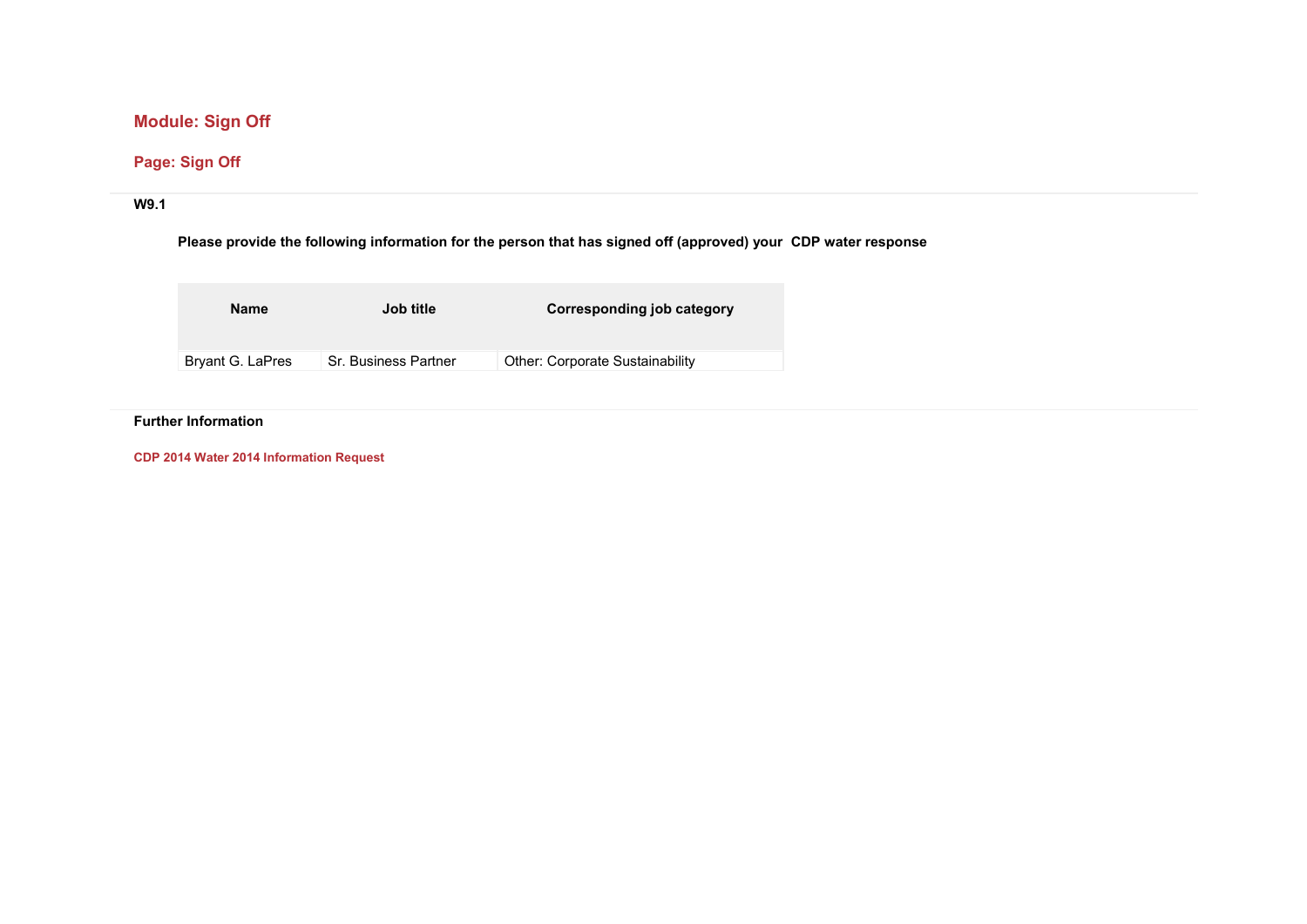## Module: Sign Off

### Page: Sign Off

**W9.1**

**Please provide the following information for the person that has signed off (approved) your CDP water response**

| Name | Job title | Corresponding job category |
|---|---|---|
| Bryant G. LaPres | Sr. Business Partner | Other: Corporate Sustainability |

**Further Information**

**CDP 2014 Water 2014 Information Request**